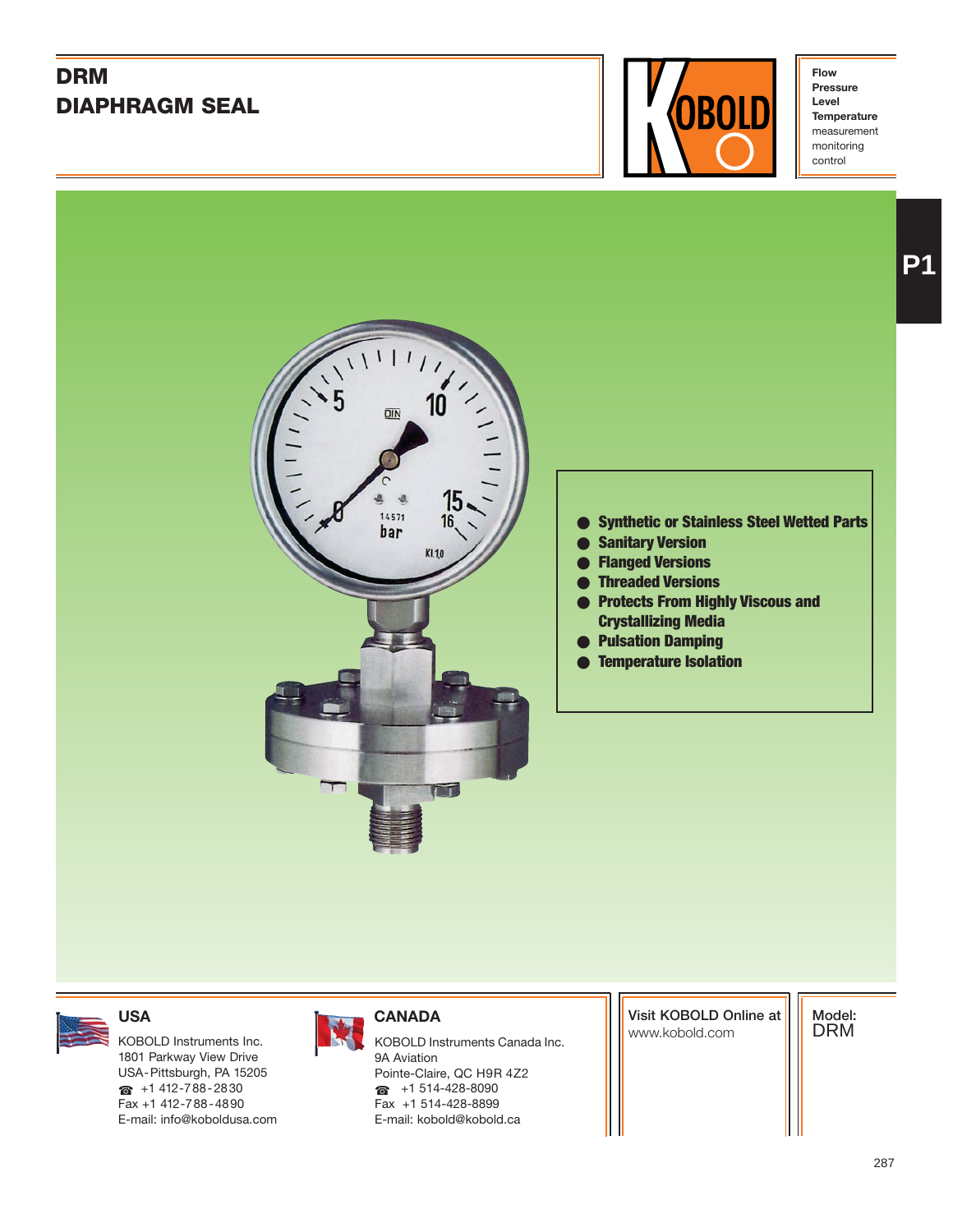# DRM
# DIAPHRAGM SEAL

**Flow**
**Pressure**
**Level**
**Temperature**
measurement
monitoring
control

P1

- **Synthetic or Stainless Steel Wetted Parts**
- **Sanitary Version**
- **Flanged Versions**
- **Threaded Versions**
- **Protects From Highly Viscous and Crystallizing Media**
- **Pulsation Damping**
- **Temperature Isolation**

### USA

KOBOLD Instruments Inc.
1801 Parkway View Drive
USA-Pittsburgh, PA 15205
☎ +1 412-788-2830
Fax +1 412-788-4890
E-mail: info@koboldusa.com

### CANADA

KOBOLD Instruments Canada Inc.
9A Aviation
Pointe-Claire, QC H9R 4Z2
☎ +1 514-428-8090
Fax +1 514-428-8899
E-mail: kobold@kobold.ca

Visit KOBOLD Online at
www.kobold.com

Model:
DRM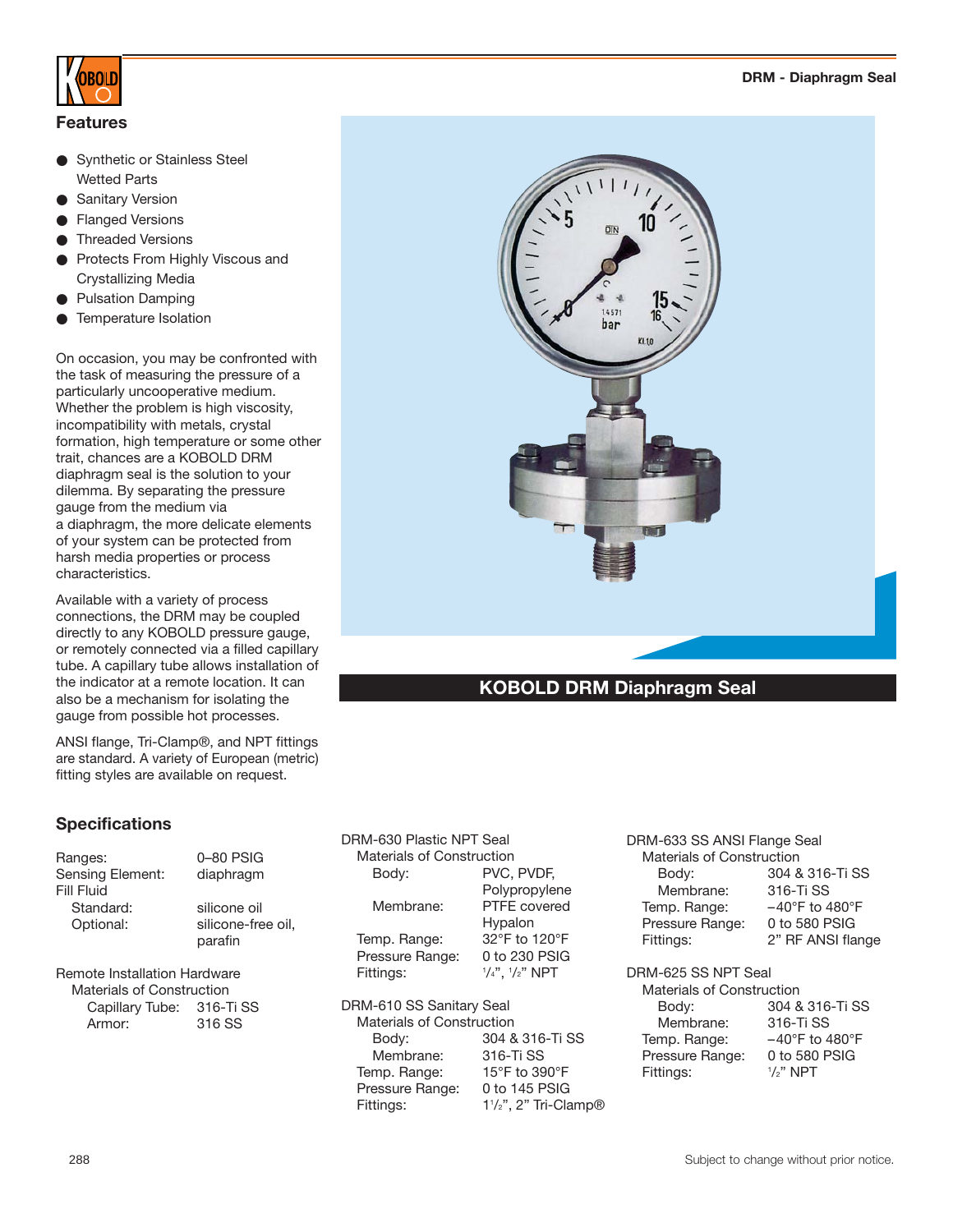## Features

- Synthetic or Stainless Steel Wetted Parts
- Sanitary Version
- Flanged Versions
- Threaded Versions
- Protects From Highly Viscous and Crystallizing Media
- Pulsation Damping
- Temperature Isolation

On occasion, you may be confronted with the task of measuring the pressure of a particularly uncooperative medium. Whether the problem is high viscosity, incompatibility with metals, crystal formation, high temperature or some other trait, chances are a KOBOLD DRM diaphragm seal is the solution to your dilemma. By separating the pressure gauge from the medium via a diaphragm, the more delicate elements of your system can be protected from harsh media properties or process characteristics.

Available with a variety of process connections, the DRM may be coupled directly to any KOBOLD pressure gauge, or remotely connected via a filled capillary tube. A capillary tube allows installation of the indicator at a remote location. It can also be a mechanism for isolating the gauge from possible hot processes.

ANSI flange, Tri-Clamp®, and NPT fittings are standard. A variety of European (metric) fitting styles are available on request.

**KOBOLD DRM Diaphragm Seal**

## Specifications

| | |
|---|---|
| Ranges: | 0–80 PSIG |
| Sensing Element: | diaphragm |
| Fill Fluid | |
| Standard: | silicone oil |
| Optional: | silicone-free oil, parafin |

Remote Installation Hardware

Materials of Construction

| | |
|---|---|
| Capillary Tube: | 316-Ti SS |
| Armor: | 316 SS |

DRM-630 Plastic NPT Seal

Materials of Construction

| | |
|---|---|
| Body: | PVC, PVDF, Polypropylene |
| Membrane: | PTFE covered Hypalon |
| Temp. Range: | 32°F to 120°F |
| Pressure Range: | 0 to 230 PSIG |
| Fittings: | 1/4", 1/2" NPT |

DRM-610 SS Sanitary Seal

Materials of Construction

| | |
|---|---|
| Body: | 304 & 316-Ti SS |
| Membrane: | 316-Ti SS |
| Temp. Range: | 15°F to 390°F |
| Pressure Range: | 0 to 145 PSIG |
| Fittings: | 1 1/2", 2" Tri-Clamp® |

DRM-633 SS ANSI Flange Seal

Materials of Construction

| | |
|---|---|
| Body: | 304 & 316-Ti SS |
| Membrane: | 316-Ti SS |
| Temp. Range: | −40°F to 480°F |
| Pressure Range: | 0 to 580 PSIG |
| Fittings: | 2" RF ANSI flange |

DRM-625 SS NPT Seal

Materials of Construction

| | |
|---|---|
| Body: | 304 & 316-Ti SS |
| Membrane: | 316-Ti SS |
| Temp. Range: | −40°F to 480°F |
| Pressure Range: | 0 to 580 PSIG |
| Fittings: | 1/2" NPT |

Subject to change without prior notice.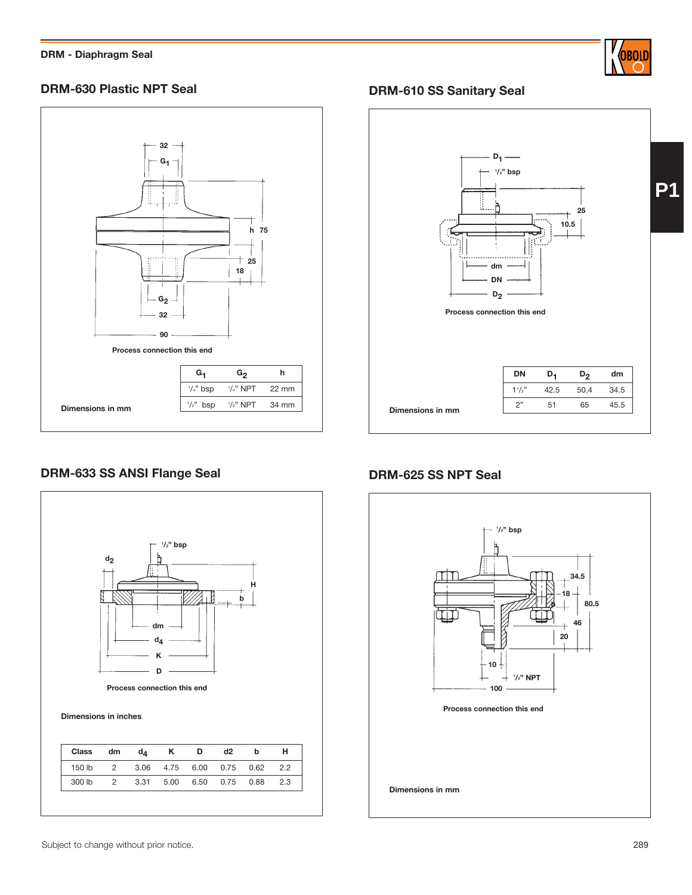## DRM-630 Plastic NPT Seal

Process connection this end

Dimensions in mm

| $G_1$ | $G_2$ | h |
|---|---|---|
| 1/4" bsp | 1/4" NPT | 22 mm |
| 1/2" bsp | 1/2" NPT | 34 mm |

## DRM-610 SS Sanitary Seal

Process connection this end

Dimensions in mm

| DN | $D_1$ | $D_2$ | dm |
|---|---|---|---|
| 1 1/2" | 42.5 | 50.4 | 34.5 |
| 2" | 51 | 65 | 45.5 |

## DRM-633 SS ANSI Flange Seal

Process connection this end

Dimensions in inches

| Class | dm | $d_4$ | K | D | d2 | b | H |
|---|---|---|---|---|---|---|---|
| 150 lb | 2 | 3.06 | 4.75 | 6.00 | 0.75 | 0.62 | 2.2 |
| 300 lb | 2 | 3.31 | 5.00 | 6.50 | 0.75 | 0.88 | 2.3 |

## DRM-625 SS NPT Seal

Process connection this end

Dimensions in mm

Subject to change without prior notice.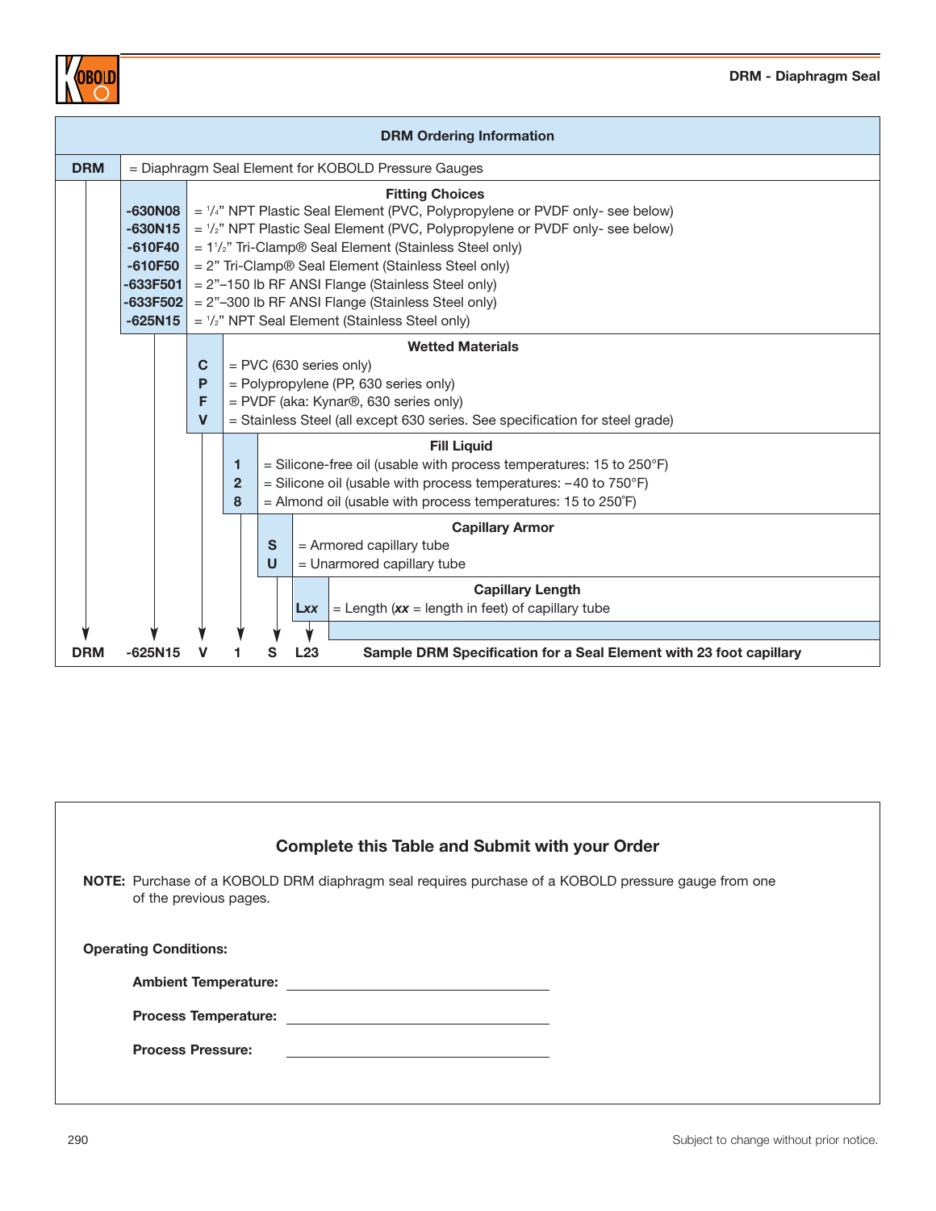## DRM Ordering Information

| | | |
|---|---|---|
| **DRM** | = Diaphragm Seal Element for KOBOLD Pressure Gauges | |

**Fitting Choices**

| Code | Description |
|---|---|
| **-630N08** | = ¹/₄" NPT Plastic Seal Element (PVC, Polypropylene or PVDF only- see below) |
| **-630N15** | = ¹/₂" NPT Plastic Seal Element (PVC, Polypropylene or PVDF only- see below) |
| **-610F40** | = 1¹/₂" Tri-Clamp® Seal Element (Stainless Steel only) |
| **-610F50** | = 2" Tri-Clamp® Seal Element (Stainless Steel only) |
| **-633F501** | = 2"–150 lb RF ANSI Flange (Stainless Steel only) |
| **-633F502** | = 2"–300 lb RF ANSI Flange (Stainless Steel only) |
| **-625N15** | = ¹/₂" NPT Seal Element (Stainless Steel only) |

**Wetted Materials**

| Code | Description |
|---|---|
| **C** | = PVC (630 series only) |
| **P** | = Polypropylene (PP, 630 series only) |
| **F** | = PVDF (aka: Kynar®, 630 series only) |
| **V** | = Stainless Steel (all except 630 series. See specification for steel grade) |

**Fill Liquid**

| Code | Description |
|---|---|
| **1** | = Silicone-free oil (usable with process temperatures: 15 to 250°F) |
| **2** | = Silicone oil (usable with process temperatures: –40 to 750°F) |
| **8** | = Almond oil (usable with process temperatures: 15 to 250°F) |

**Capillary Armor**

| Code | Description |
|---|---|
| **S** | = Armored capillary tube |
| **U** | = Unarmored capillary tube |

**Capillary Length**

| Code | Description |
|---|---|
| **L*xx*** | = Length (***xx*** = length in feet) of capillary tube |

| DRM | -625N15 | V | 1 | S | L23 | Sample DRM Specification for a Seal Element with 23 foot capillary |
|---|---|---|---|---|---|---|

## Complete this Table and Submit with your Order

**NOTE:** Purchase of a KOBOLD DRM diaphragm seal requires purchase of a KOBOLD pressure gauge from one of the previous pages.

**Operating Conditions:**

**Ambient Temperature:** ______________________

**Process Temperature:** ______________________

**Process Pressure:** ______________________

Subject to change without prior notice.